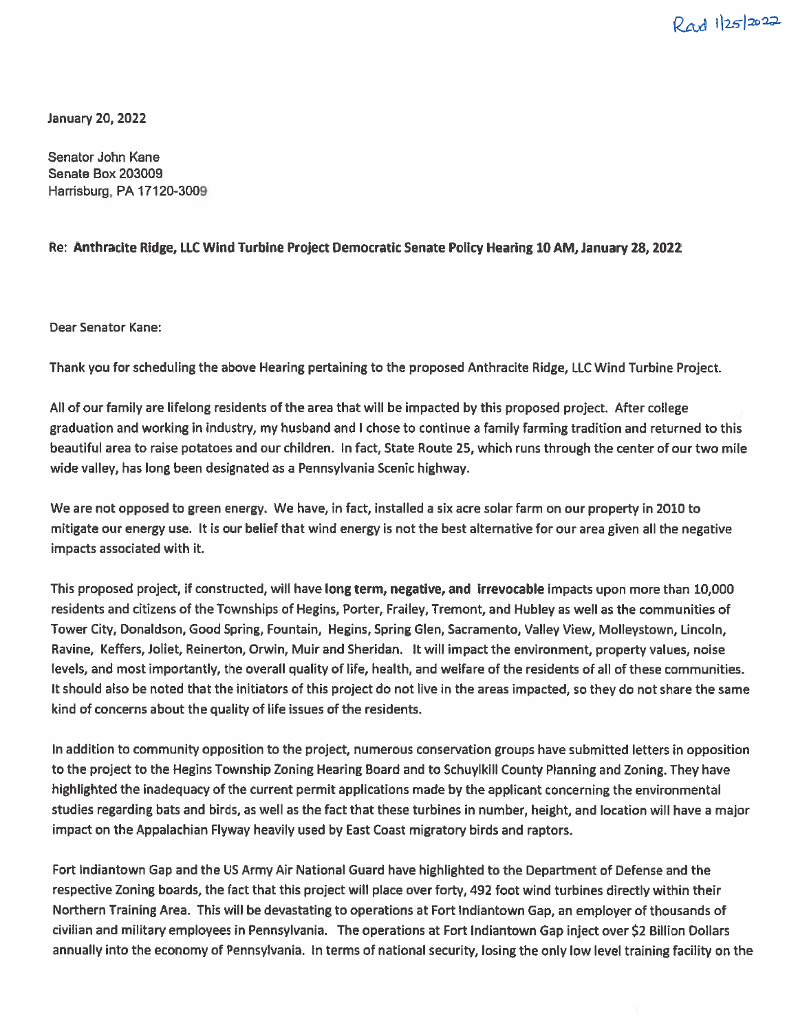Rcvd 1/25/2022

January 20, 2022

Senator John Kane
Senate Box 203009
Harrisburg, PA 17120-3009

Re: **Anthracite Ridge, LLC Wind Turbine Project Democratic Senate Policy Hearing 10 AM, January 28, 2022**

Dear Senator Kane:

Thank you for scheduling the above Hearing pertaining to the proposed Anthracite Ridge, LLC Wind Turbine Project.

All of our family are lifelong residents of the area that will be impacted by this proposed project. After college graduation and working in industry, my husband and I chose to continue a family farming tradition and returned to this beautiful area to raise potatoes and our children. In fact, State Route 25, which runs through the center of our two mile wide valley, has long been designated as a Pennsylvania Scenic highway.

We are not opposed to green energy. We have, in fact, installed a six acre solar farm on our property in 2010 to mitigate our energy use. It is our belief that wind energy is not the best alternative for our area given all the negative impacts associated with it.

This proposed project, if constructed, will have **long term, negative, and irrevocable** impacts upon more than 10,000 residents and citizens of the Townships of Hegins, Porter, Frailey, Tremont, and Hubley as well as the communities of Tower City, Donaldson, Good Spring, Fountain, Hegins, Spring Glen, Sacramento, Valley View, Molleystown, Lincoln, Ravine, Keffers, Joliet, Reinerton, Orwin, Muir and Sheridan. It will impact the environment, property values, noise levels, and most importantly, the overall quality of life, health, and welfare of the residents of all of these communities. It should also be noted that the initiators of this project do not live in the areas impacted, so they do not share the same kind of concerns about the quality of life issues of the residents.

In addition to community opposition to the project, numerous conservation groups have submitted letters in opposition to the project to the Hegins Township Zoning Hearing Board and to Schuylkill County Planning and Zoning. They have highlighted the inadequacy of the current permit applications made by the applicant concerning the environmental studies regarding bats and birds, as well as the fact that these turbines in number, height, and location will have a major impact on the Appalachian Flyway heavily used by East Coast migratory birds and raptors.

Fort Indiantown Gap and the US Army Air National Guard have highlighted to the Department of Defense and the respective Zoning boards, the fact that this project will place over forty, 492 foot wind turbines directly within their Northern Training Area. This will be devastating to operations at Fort Indiantown Gap, an employer of thousands of civilian and military employees in Pennsylvania. The operations at Fort Indiantown Gap inject over $2 Billion Dollars annually into the economy of Pennsylvania. In terms of national security, losing the only low level training facility on the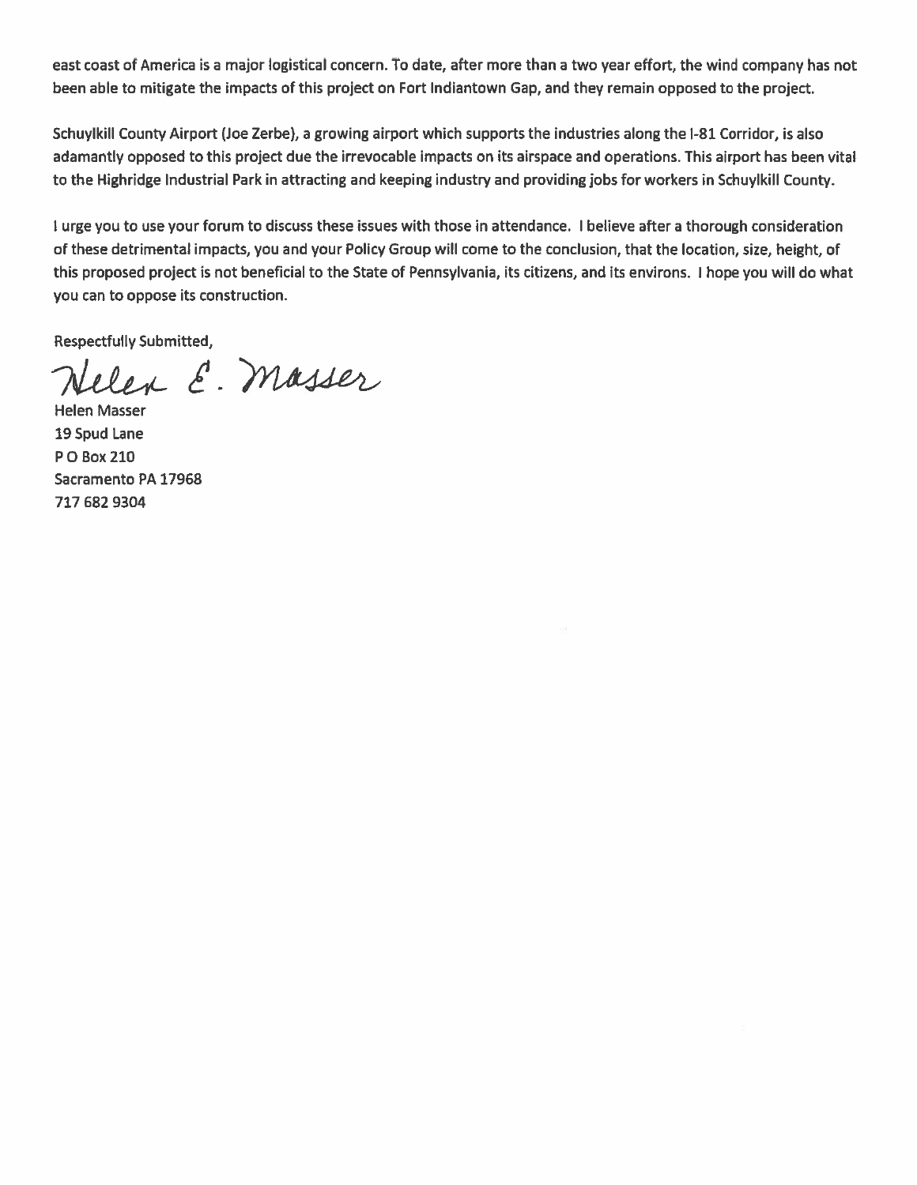east coast of America is a major logistical concern. To date, after more than a two year effort, the wind company has not been able to mitigate the impacts of this project on Fort Indiantown Gap, and they remain opposed to the project.

Schuylkill County Airport (Joe Zerbe), a growing airport which supports the industries along the I-81 Corridor, is also adamantly opposed to this project due the irrevocable impacts on its airspace and operations. This airport has been vital to the Highridge Industrial Park in attracting and keeping industry and providing jobs for workers in Schuylkill County.

I urge you to use your forum to discuss these issues with those in attendance. I believe after a thorough consideration of these detrimental impacts, you and your Policy Group will come to the conclusion, that the location, size, height, of this proposed project is not beneficial to the State of Pennsylvania, its citizens, and its environs. I hope you will do what you can to oppose its construction.

Respectfully Submitted,

Helen E. Masser

Helen Masser
19 Spud Lane
P O Box 210
Sacramento PA 17968
717 682 9304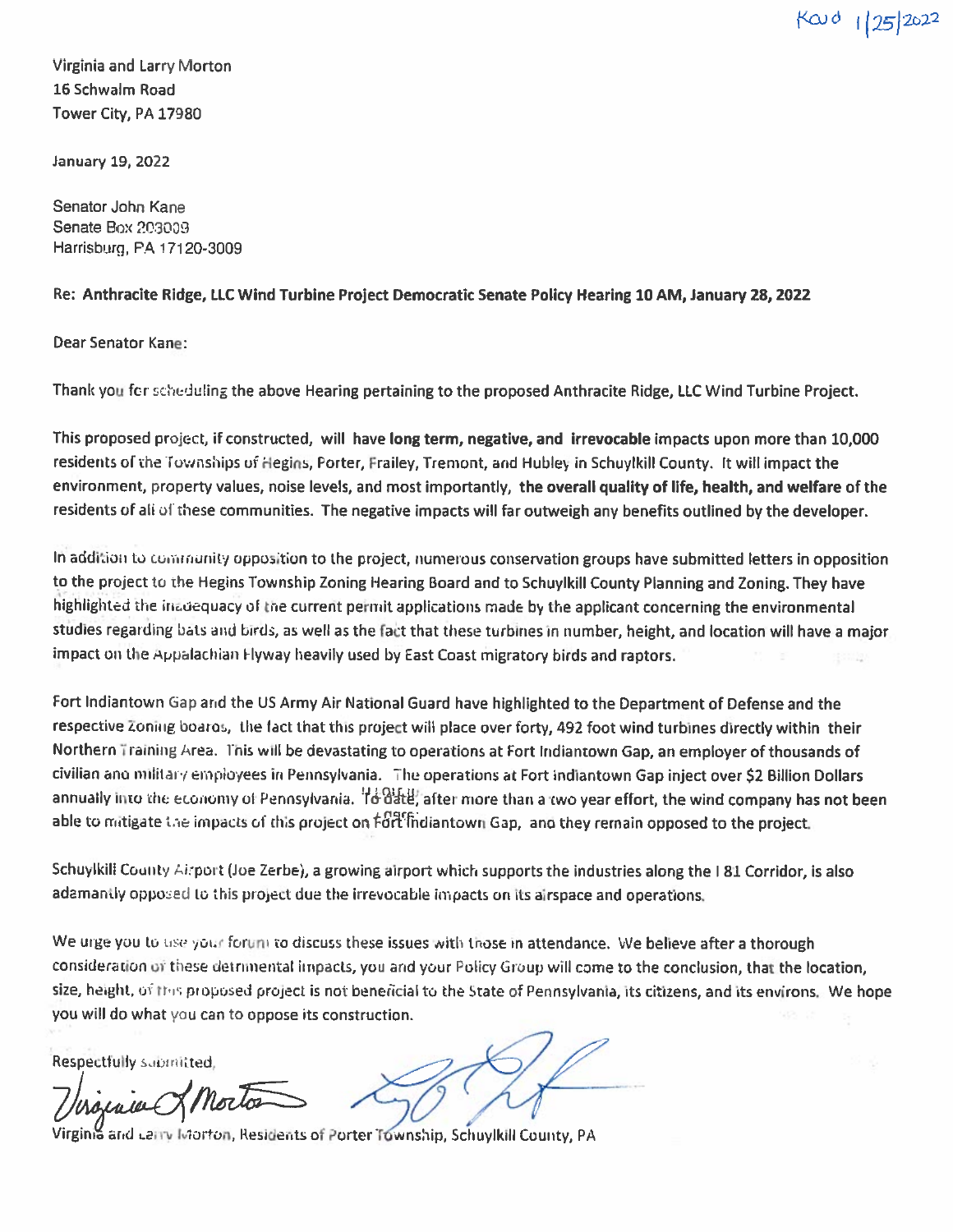Rcv'd 1/25/2022

Virginia and Larry Morton
16 Schwalm Road
Tower City, PA 17980

January 19, 2022

Senator John Kane
Senate Box 203009
Harrisburg, PA 17120-3009

Re: **Anthracite Ridge, LLC Wind Turbine Project Democratic Senate Policy Hearing 10 AM, January 28, 2022**

Dear Senator Kane:

Thank you for scheduling the above Hearing pertaining to the proposed Anthracite Ridge, LLC Wind Turbine Project.

This proposed project, if constructed, will have **long term, negative, and irrevocable** impacts upon more than 10,000 residents of the Townships of Hegins, Porter, Frailey, Tremont, and Hubley in Schuylkill County. It will impact the environment, property values, noise levels, and most importantly, **the overall quality of life, health, and welfare** of the residents of all of these communities. The negative impacts will far outweigh any benefits outlined by the developer.

In addition to community opposition to the project, numerous conservation groups have submitted letters in opposition to the project to the Hegins Township Zoning Hearing Board and to Schuylkill County Planning and Zoning. They have highlighted the inadequacy of the current permit applications made by the applicant concerning the environmental studies regarding bats and birds, as well as the fact that these turbines in number, height, and location will have a major impact on the Appalachian Flyway heavily used by East Coast migratory birds and raptors.

Fort Indiantown Gap and the US Army Air National Guard have highlighted to the Department of Defense and the respective Zoning boards, the fact that this project will place over forty, 492 foot wind turbines directly within their Northern Training Area. This will be devastating to operations at Fort Indiantown Gap, an employer of thousands of civilian and military employees in Pennsylvania. The operations at Fort Indiantown Gap inject over $2 Billion Dollars annually into the economy of Pennsylvania. To date, after more than a two year effort, the wind company has not been able to mitigate the impacts of this project on Fort Indiantown Gap, and they remain opposed to the project.

Schuylkill County Airport (Joe Zerbe), a growing airport which supports the industries along the I 81 Corridor, is also adamantly opposed to this project due the irrevocable impacts on its airspace and operations.

We urge you to use your forum to discuss these issues with those in attendance. We believe after a thorough consideration of these detrimental impacts, you and your Policy Group will come to the conclusion, that the location, size, height, of this proposed project is not beneficial to the State of Pennsylvania, its citizens, and its environs. We hope you will do what you can to oppose its construction.

Respectfully submitted,

Virginia L Morton

Virginia and Larry Morton, Residents of Porter Township, Schuylkill County, PA